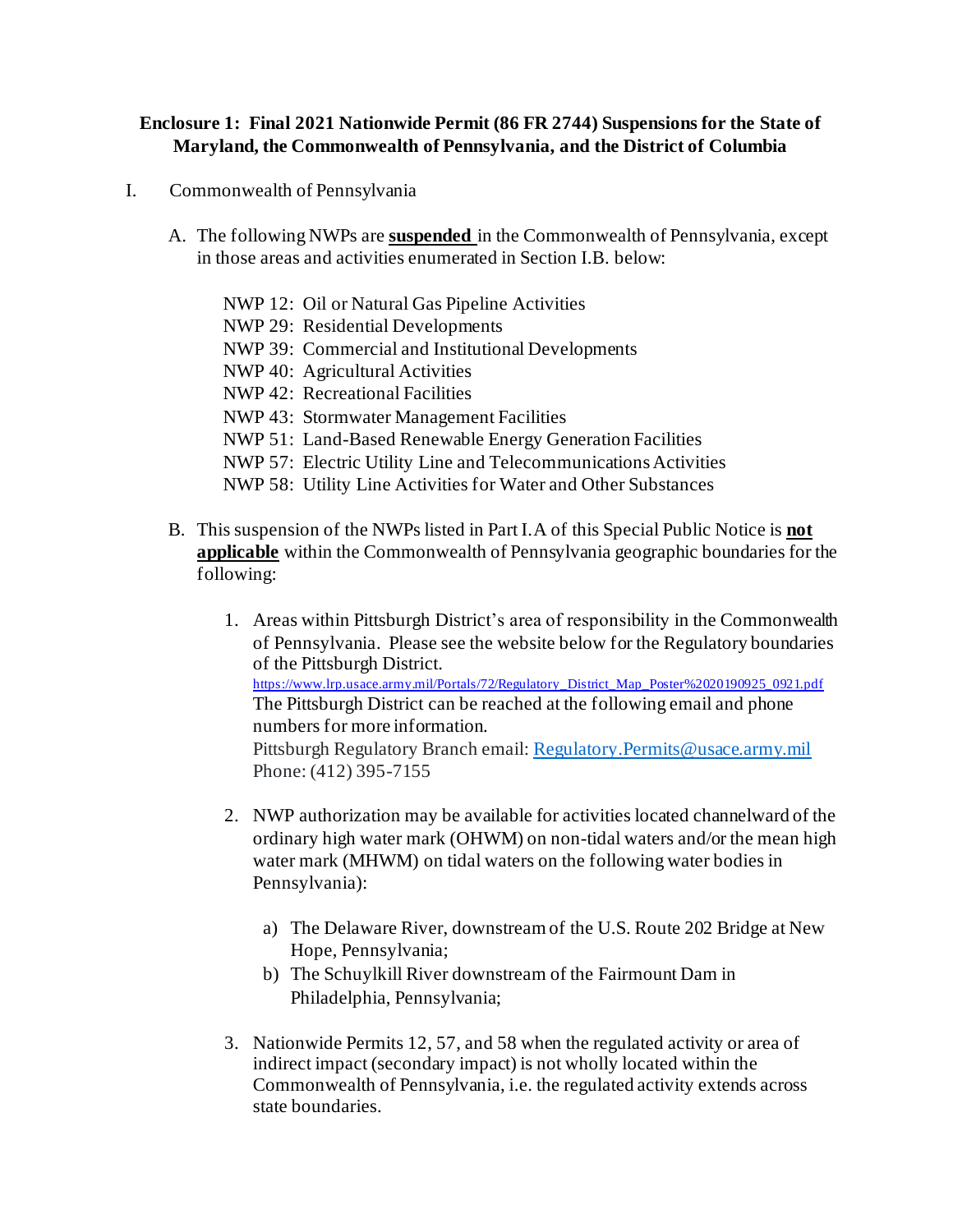# Enclosure 1: Final 2021 Nationwide Permit (86 FR 2744) Suspensions for the State of Maryland, the Commonwealth of Pennsylvania, and the District of Columbia

I. Commonwealth of Pennsylvania

A. The following NWPs are **suspended** in the Commonwealth of Pennsylvania, except in those areas and activities enumerated in Section I.B. below:

NWP 12: Oil or Natural Gas Pipeline Activities
NWP 29: Residential Developments
NWP 39: Commercial and Institutional Developments
NWP 40: Agricultural Activities
NWP 42: Recreational Facilities
NWP 43: Stormwater Management Facilities
NWP 51: Land-Based Renewable Energy Generation Facilities
NWP 57: Electric Utility Line and Telecommunications Activities
NWP 58: Utility Line Activities for Water and Other Substances

B. This suspension of the NWPs listed in Part I.A of this Special Public Notice is **not applicable** within the Commonwealth of Pennsylvania geographic boundaries for the following:

1. Areas within Pittsburgh District's area of responsibility in the Commonwealth of Pennsylvania. Please see the website below for the Regulatory boundaries of the Pittsburgh District.
https://www.lrp.usace.army.mil/Portals/72/Regulatory_District_Map_Poster%2020190925_0921.pdf
The Pittsburgh District can be reached at the following email and phone numbers for more information.
Pittsburgh Regulatory Branch email: Regulatory.Permits@usace.army.mil
Phone: (412) 395-7155

2. NWP authorization may be available for activities located channelward of the ordinary high water mark (OHWM) on non-tidal waters and/or the mean high water mark (MHWM) on tidal waters on the following water bodies in Pennsylvania):

   a) The Delaware River, downstream of the U.S. Route 202 Bridge at New Hope, Pennsylvania;
   b) The Schuylkill River downstream of the Fairmount Dam in Philadelphia, Pennsylvania;

3. Nationwide Permits 12, 57, and 58 when the regulated activity or area of indirect impact (secondary impact) is not wholly located within the Commonwealth of Pennsylvania, i.e. the regulated activity extends across state boundaries.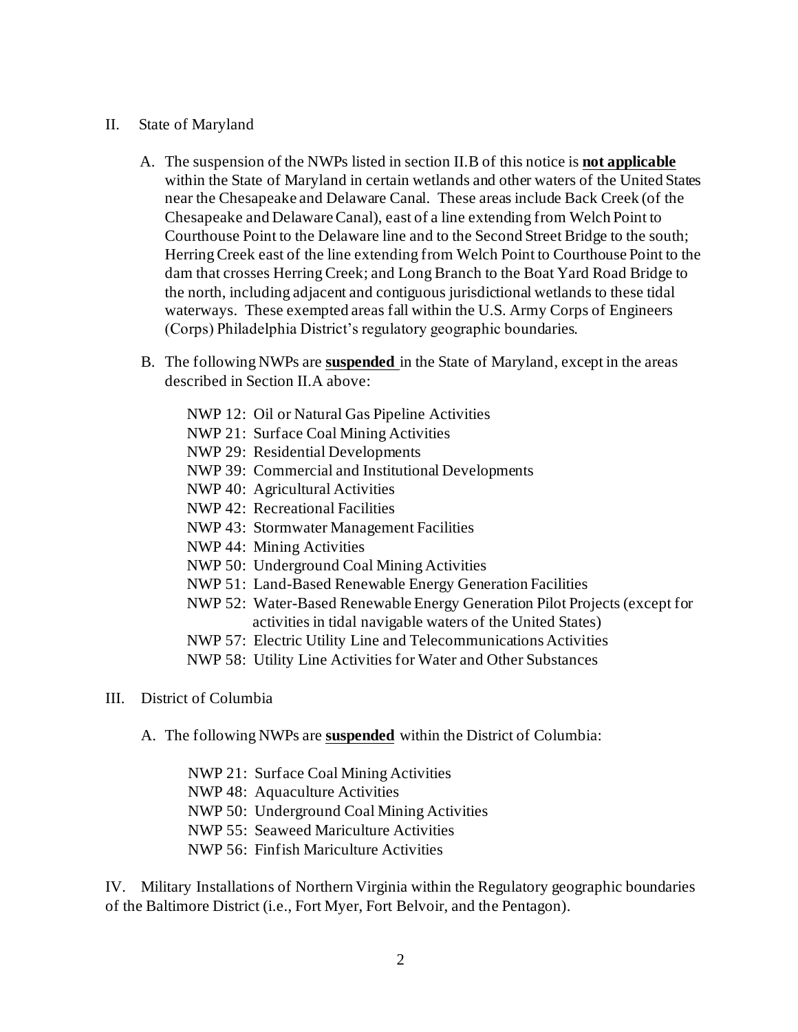II. State of Maryland

A. The suspension of the NWPs listed in section II.B of this notice is **not applicable** within the State of Maryland in certain wetlands and other waters of the United States near the Chesapeake and Delaware Canal. These areas include Back Creek (of the Chesapeake and Delaware Canal), east of a line extending from Welch Point to Courthouse Point to the Delaware line and to the Second Street Bridge to the south; Herring Creek east of the line extending from Welch Point to Courthouse Point to the dam that crosses Herring Creek; and Long Branch to the Boat Yard Road Bridge to the north, including adjacent and contiguous jurisdictional wetlands to these tidal waterways. These exempted areas fall within the U.S. Army Corps of Engineers (Corps) Philadelphia District's regulatory geographic boundaries.

B. The following NWPs are **suspended** in the State of Maryland, except in the areas described in Section II.A above:

NWP 12: Oil or Natural Gas Pipeline Activities
NWP 21: Surface Coal Mining Activities
NWP 29: Residential Developments
NWP 39: Commercial and Institutional Developments
NWP 40: Agricultural Activities
NWP 42: Recreational Facilities
NWP 43: Stormwater Management Facilities
NWP 44: Mining Activities
NWP 50: Underground Coal Mining Activities
NWP 51: Land-Based Renewable Energy Generation Facilities
NWP 52: Water-Based Renewable Energy Generation Pilot Projects (except for activities in tidal navigable waters of the United States)
NWP 57: Electric Utility Line and Telecommunications Activities
NWP 58: Utility Line Activities for Water and Other Substances

III. District of Columbia

A. The following NWPs are **suspended** within the District of Columbia:

NWP 21: Surface Coal Mining Activities
NWP 48: Aquaculture Activities
NWP 50: Underground Coal Mining Activities
NWP 55: Seaweed Mariculture Activities
NWP 56: Finfish Mariculture Activities

IV. Military Installations of Northern Virginia within the Regulatory geographic boundaries of the Baltimore District (i.e., Fort Myer, Fort Belvoir, and the Pentagon).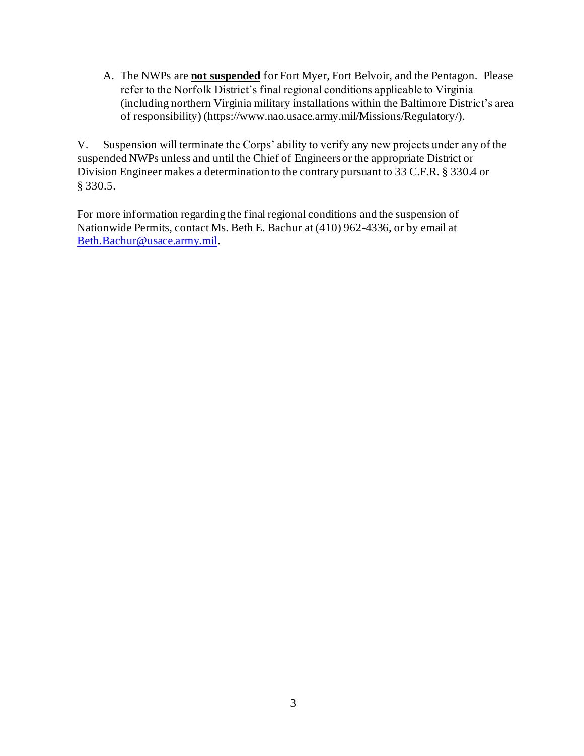A. The NWPs are **not suspended** for Fort Myer, Fort Belvoir, and the Pentagon. Please refer to the Norfolk District's final regional conditions applicable to Virginia (including northern Virginia military installations within the Baltimore District's area of responsibility) (https://www.nao.usace.army.mil/Missions/Regulatory/).

V. Suspension will terminate the Corps' ability to verify any new projects under any of the suspended NWPs unless and until the Chief of Engineers or the appropriate District or Division Engineer makes a determination to the contrary pursuant to 33 C.F.R. § 330.4 or § 330.5.

For more information regarding the final regional conditions and the suspension of Nationwide Permits, contact Ms. Beth E. Bachur at (410) 962-4336, or by email at [Beth.Bachur@usace.army.mil](mailto:Beth.Bachur@usace.army.mil).